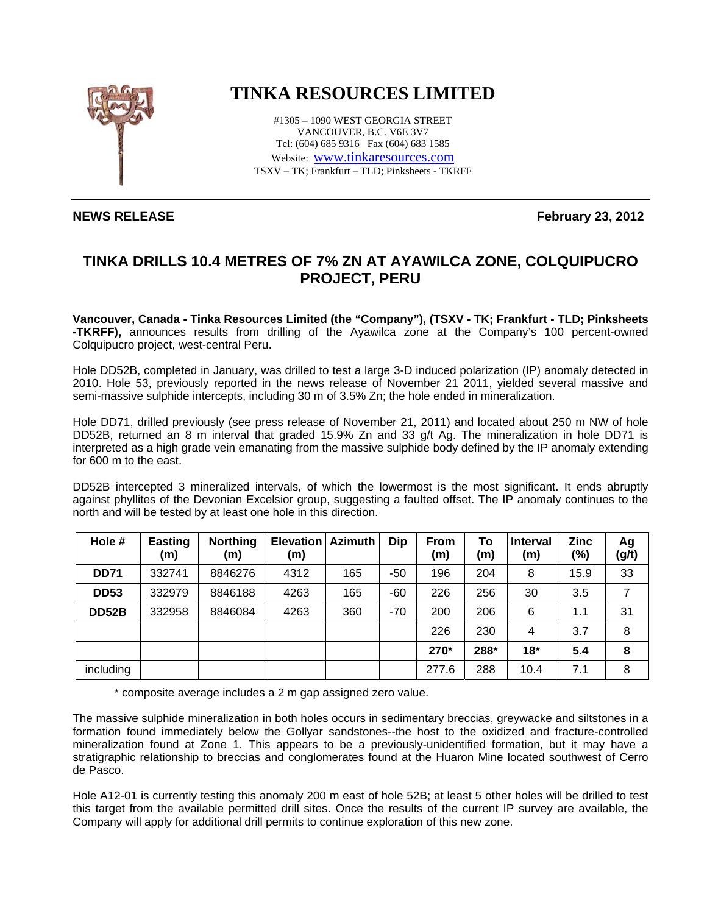# TINKA RESOURCES LIMITED

#1305 – 1090 WEST GEORGIA STREET
VANCOUVER, B.C. V6E 3V7
Tel: (604) 685 9316 Fax (604) 683 1585
Website: www.tinkaresources.com
TSXV – TK; Frankfurt – TLD; Pinksheets - TKRFF

**NEWS RELEASE** **February 23, 2012**

## TINKA DRILLS 10.4 METRES OF 7% ZN AT AYAWILCA ZONE, COLQUIPUCRO PROJECT, PERU

**Vancouver, Canada - Tinka Resources Limited (the "Company"), (TSXV - TK; Frankfurt - TLD; Pinksheets -TKRFF),** announces results from drilling of the Ayawilca zone at the Company's 100 percent-owned Colquipucro project, west-central Peru.

Hole DD52B, completed in January, was drilled to test a large 3-D induced polarization (IP) anomaly detected in 2010. Hole 53, previously reported in the news release of November 21 2011, yielded several massive and semi-massive sulphide intercepts, including 30 m of 3.5% Zn; the hole ended in mineralization.

Hole DD71, drilled previously (see press release of November 21, 2011) and located about 250 m NW of hole DD52B, returned an 8 m interval that graded 15.9% Zn and 33 g/t Ag. The mineralization in hole DD71 is interpreted as a high grade vein emanating from the massive sulphide body defined by the IP anomaly extending for 600 m to the east.

DD52B intercepted 3 mineralized intervals, of which the lowermost is the most significant. It ends abruptly against phyllites of the Devonian Excelsior group, suggesting a faulted offset. The IP anomaly continues to the north and will be tested by at least one hole in this direction.

| Hole # | Easting (m) | Northing (m) | Elevation (m) | Azimuth | Dip | From (m) | To (m) | Interval (m) | Zinc (%) | Ag (g/t) |
|---|---|---|---|---|---|---|---|---|---|---|
| **DD71** | 332741 | 8846276 | 4312 | 165 | -50 | 196 | 204 | 8 | 15.9 | 33 |
| **DD53** | 332979 | 8846188 | 4263 | 165 | -60 | 226 | 256 | 30 | 3.5 | 7 |
| **DD52B** | 332958 | 8846084 | 4263 | 360 | -70 | 200 | 206 | 6 | 1.1 | 31 |
| | | | | | | 226 | 230 | 4 | 3.7 | 8 |
| | | | | | | **270*** | **288*** | **18*** | **5.4** | **8** |
| including | | | | | | 277.6 | 288 | 10.4 | 7.1 | 8 |

\* composite average includes a 2 m gap assigned zero value.

The massive sulphide mineralization in both holes occurs in sedimentary breccias, greywacke and siltstones in a formation found immediately below the Gollyar sandstones--the host to the oxidized and fracture-controlled mineralization found at Zone 1. This appears to be a previously-unidentified formation, but it may have a stratigraphic relationship to breccias and conglomerates found at the Huaron Mine located southwest of Cerro de Pasco.

Hole A12-01 is currently testing this anomaly 200 m east of hole 52B; at least 5 other holes will be drilled to test this target from the available permitted drill sites. Once the results of the current IP survey are available, the Company will apply for additional drill permits to continue exploration of this new zone.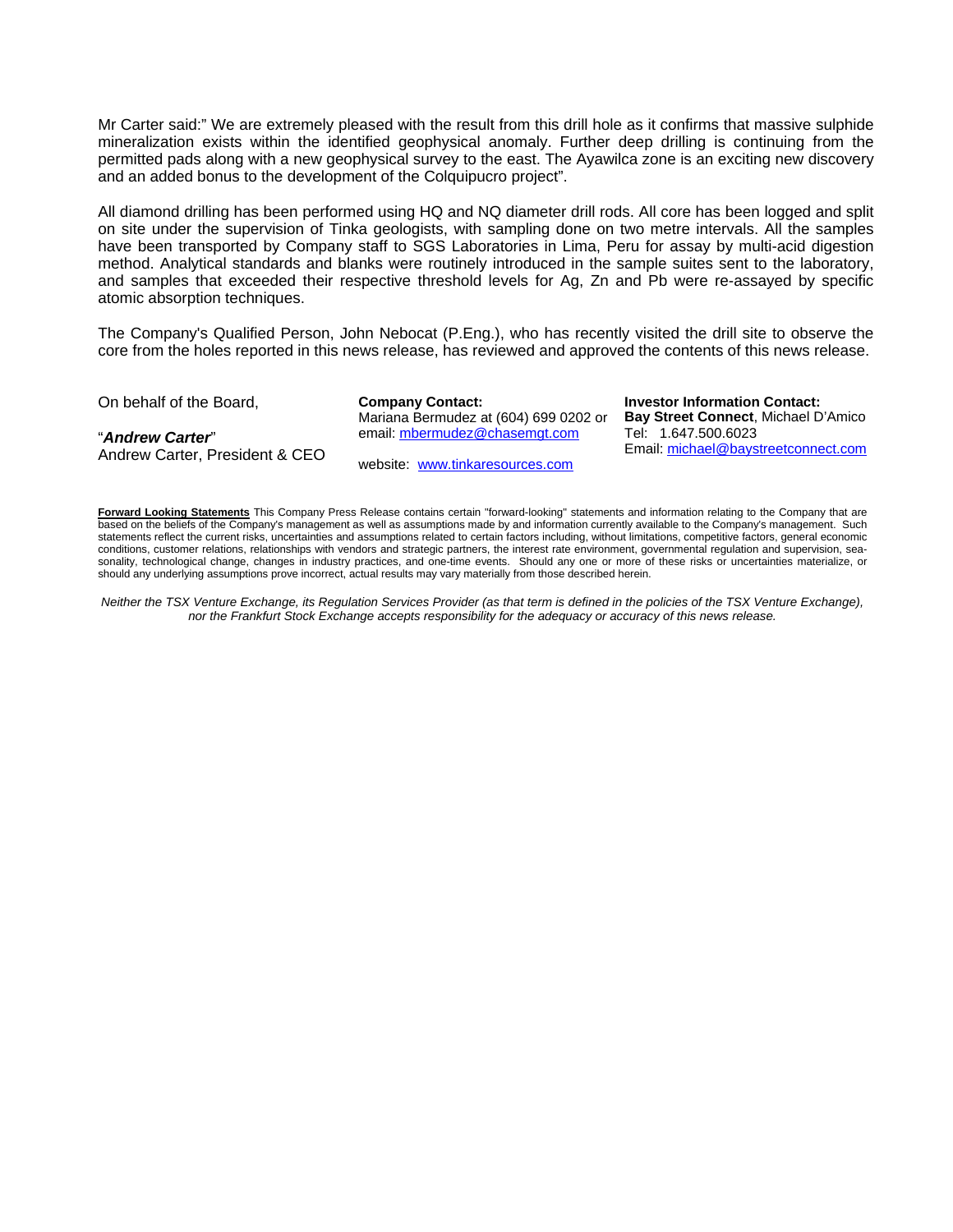Mr Carter said:" We are extremely pleased with the result from this drill hole as it confirms that massive sulphide mineralization exists within the identified geophysical anomaly. Further deep drilling is continuing from the permitted pads along with a new geophysical survey to the east. The Ayawilca zone is an exciting new discovery and an added bonus to the development of the Colquipucro project".

All diamond drilling has been performed using HQ and NQ diameter drill rods. All core has been logged and split on site under the supervision of Tinka geologists, with sampling done on two metre intervals. All the samples have been transported by Company staff to SGS Laboratories in Lima, Peru for assay by multi-acid digestion method. Analytical standards and blanks were routinely introduced in the sample suites sent to the laboratory, and samples that exceeded their respective threshold levels for Ag, Zn and Pb were re-assayed by specific atomic absorption techniques.

The Company's Qualified Person, John Nebocat (P.Eng.), who has recently visited the drill site to observe the core from the holes reported in this news release, has reviewed and approved the contents of this news release.

On behalf of the Board,

"***Andrew Carter***"
Andrew Carter, President & CEO

**Company Contact:**
Mariana Bermudez at (604) 699 0202 or
email: mbermudez@chasemgt.com

website: www.tinkaresources.com

**Investor Information Contact:**
**Bay Street Connect**, Michael D'Amico
Tel: 1.647.500.6023
Email: michael@baystreetconnect.com

**Forward Looking Statements** This Company Press Release contains certain "forward-looking" statements and information relating to the Company that are based on the beliefs of the Company's management as well as assumptions made by and information currently available to the Company's management. Such statements reflect the current risks, uncertainties and assumptions related to certain factors including, without limitations, competitive factors, general economic conditions, customer relations, relationships with vendors and strategic partners, the interest rate environment, governmental regulation and supervision, seasonality, technological change, changes in industry practices, and one-time events. Should any one or more of these risks or uncertainties materialize, or should any underlying assumptions prove incorrect, actual results may vary materially from those described herein.

*Neither the TSX Venture Exchange, its Regulation Services Provider (as that term is defined in the policies of the TSX Venture Exchange), nor the Frankfurt Stock Exchange accepts responsibility for the adequacy or accuracy of this news release.*